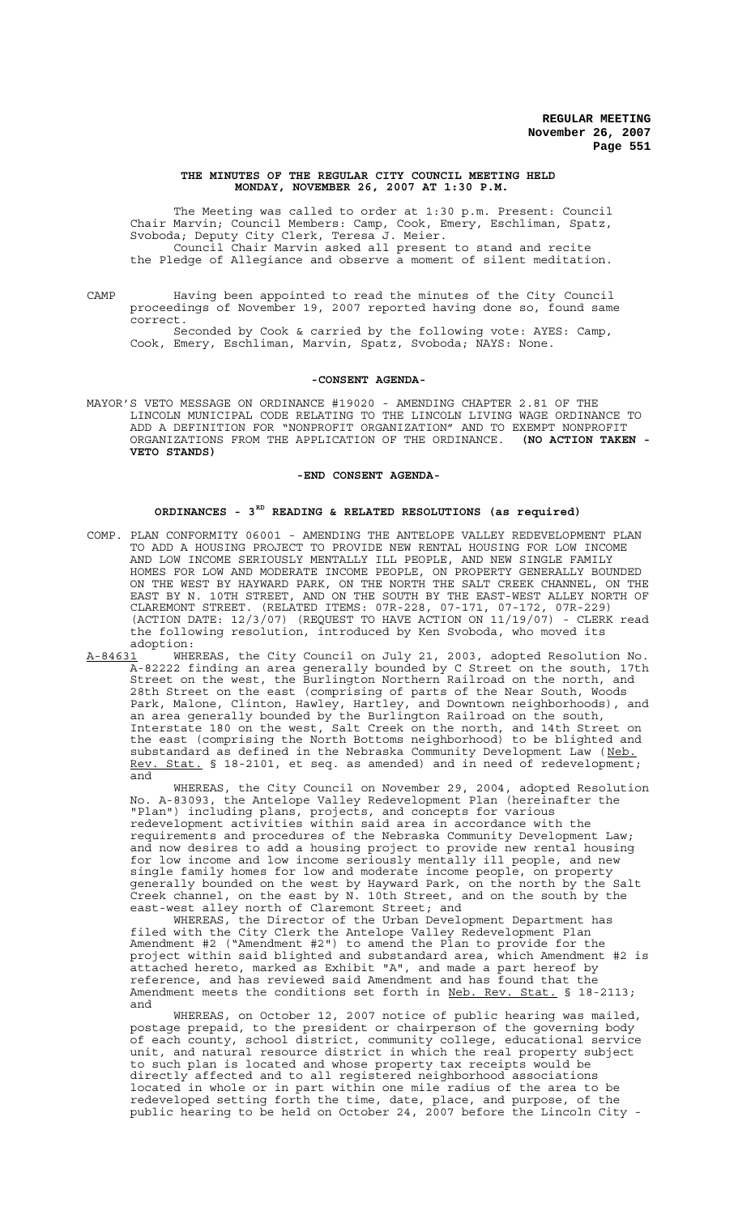**THE MINUTES OF THE REGULAR CITY COUNCIL MEETING HELD MONDAY, NOVEMBER 26, 2007 AT 1:30 P.M.**

The Meeting was called to order at 1:30 p.m. Present: Council Chair Marvin; Council Members: Camp, Cook, Emery, Eschliman, Spatz, Svoboda; Deputy City Clerk, Teresa J. Meier.

Council Chair Marvin asked all present to stand and recite the Pledge of Allegiance and observe a moment of silent meditation.

CAMP Having been appointed to read the minutes of the City Council proceedings of November 19, 2007 reported having done so, found same correct.

Seconded by Cook & carried by the following vote: AYES: Camp, Cook, Emery, Eschliman, Marvin, Spatz, Svoboda; NAYS: None.

**-CONSENT AGENDA-**

MAYOR'S VETO MESSAGE ON ORDINANCE #19020 - AMENDING CHAPTER 2.81 OF THE LINCOLN MUNICIPAL CODE RELATING TO THE LINCOLN LIVING WAGE ORDINANCE TO ADD A DEFINITION FOR "NONPROFIT ORGANIZATION" AND TO EXEMPT NONPROFIT ORGANIZATIONS FROM THE APPLICATION OF THE ORDINANCE. **(NO ACTION TAKEN - VETO STANDS)**

**-END CONSENT AGENDA-**

**ORDINANCES - 3RD READING & RELATED RESOLUTIONS (as required)**

COMP. PLAN CONFORMITY 06001 - AMENDING THE ANTELOPE VALLEY REDEVELOPMENT PLAN TO ADD A HOUSING PROJECT TO PROVIDE NEW RENTAL HOUSING FOR LOW INCOME AND LOW INCOME SERIOUSLY MENTALLY ILL PEOPLE, AND NEW SINGLE FAMILY HOMES FOR LOW AND MODERATE INCOME PEOPLE, ON PROPERTY GENERALLY BOUNDED ON THE WEST BY HAYWARD PARK, ON THE NORTH THE SALT CREEK CHANNEL, ON THE EAST BY N. 10TH STREET, AND ON THE SOUTH BY THE EAST-WEST ALLEY NORTH OF CLAREMONT STREET. (RELATED ITEMS: 07R-228, 07-171, 07-172, 07R-229) (ACTION DATE: 12/3/07) (REQUEST TO HAVE ACTION ON 11/19/07) - CLERK read the following resolution, introduced by Ken Svoboda, who moved its adoption:

A-84631 WHEREAS, the City Council on July 21, 2003, adopted Resolution No. A-82222 finding an area generally bounded by C Street on the south, 17th Street on the west, the Burlington Northern Railroad on the north, and 28th Street on the east (comprising of parts of the Near South, Woods Park, Malone, Clinton, Hawley, Hartley, and Downtown neighborhoods), and an area generally bounded by the Burlington Railroad on the south, Interstate 180 on the west, Salt Creek on the north, and 14th Street on the east (comprising the North Bottoms neighborhood) to be blighted and substandard as defined in the Nebraska Community Development Law (Neb. Rev. Stat. § 18-2101, et seq. as amended) and in need of redevelopment; and

WHEREAS, the City Council on November 29, 2004, adopted Resolution No. A-83093, the Antelope Valley Redevelopment Plan (hereinafter the "Plan") including plans, projects, and concepts for various redevelopment activities within said area in accordance with the requirements and procedures of the Nebraska Community Development Law; and now desires to add a housing project to provide new rental housing for low income and low income seriously mentally ill people, and new single family homes for low and moderate income people, on property generally bounded on the west by Hayward Park, on the north by the Salt Creek channel, on the east by N. 10th Street, and on the south by the east-west alley north of Claremont Street; and

WHEREAS, the Director of the Urban Development Department has filed with the City Clerk the Antelope Valley Redevelopment Plan Amendment #2 ("Amendment #2") to amend the Plan to provide for the project within said blighted and substandard area, which Amendment #2 is attached hereto, marked as Exhibit "A", and made a part hereof by reference, and has reviewed said Amendment and has found that the Amendment meets the conditions set forth in Neb. Rev. Stat. § 18-2113; and

WHEREAS, on October 12, 2007 notice of public hearing was mailed, postage prepaid, to the president or chairperson of the governing body of each county, school district, community college, educational service unit, and natural resource district in which the real property subject to such plan is located and whose property tax receipts would be directly affected and to all registered neighborhood associations located in whole or in part within one mile radius of the area to be redeveloped setting forth the time, date, place, and purpose, of the public hearing to be held on October 24, 2007 before the Lincoln City -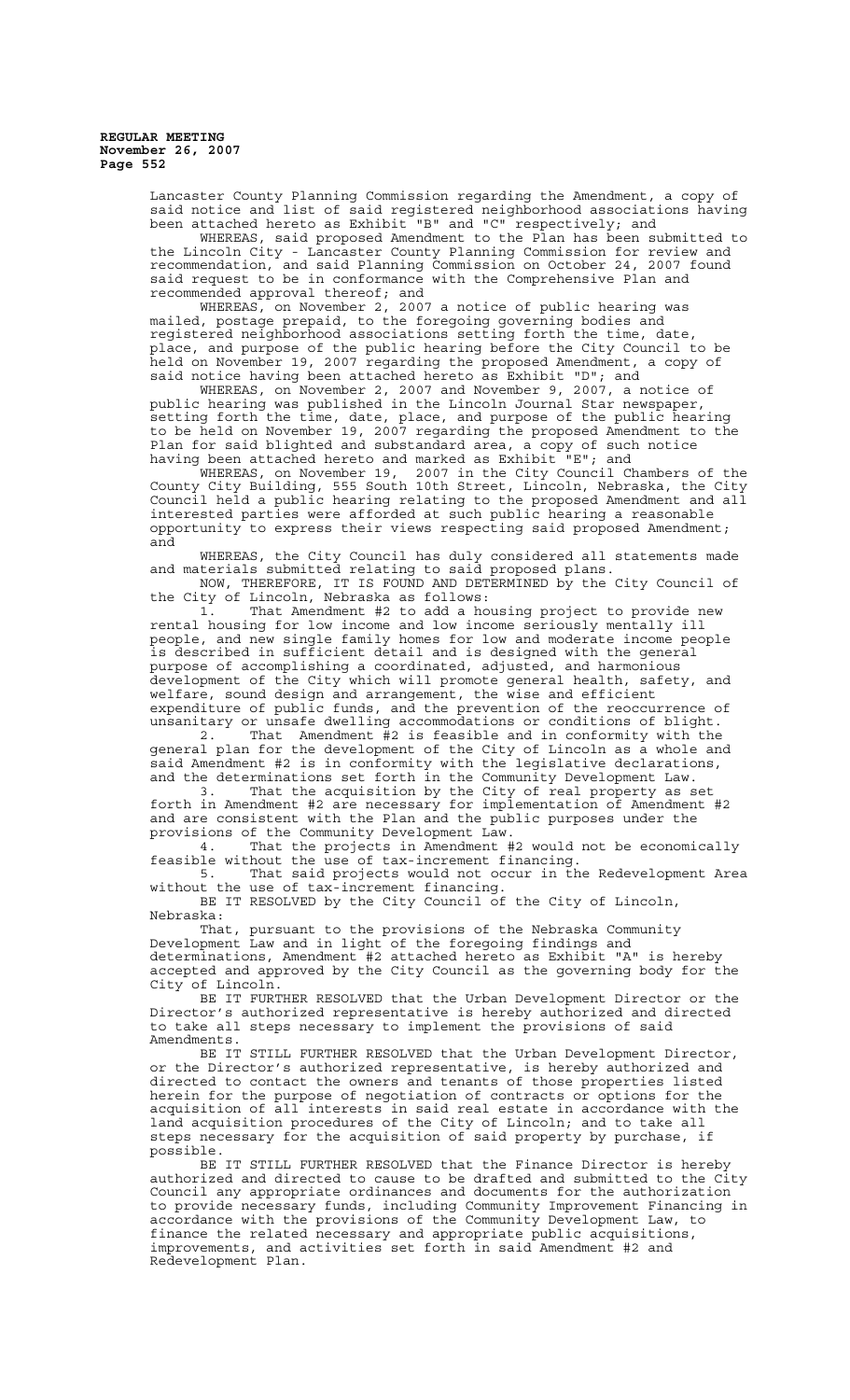Lancaster County Planning Commission regarding the Amendment, a copy of said notice and list of said registered neighborhood associations having been attached hereto as Exhibit "B" and "C" respectively; and

WHEREAS, said proposed Amendment to the Plan has been submitted to the Lincoln City - Lancaster County Planning Commission for review and recommendation, and said Planning Commission on October 24, 2007 found said request to be in conformance with the Comprehensive Plan and recommended approval thereof; and

WHEREAS, on November 2, 2007 a notice of public hearing was mailed, postage prepaid, to the foregoing governing bodies and registered neighborhood associations setting forth the time, date, place, and purpose of the public hearing before the City Council to be held on November 19, 2007 regarding the proposed Amendment, a copy of said notice having been attached hereto as Exhibit "D"; and

WHEREAS, on November 2, 2007 and November 9, 2007, a notice of public hearing was published in the Lincoln Journal Star newspaper, setting forth the time, date, place, and purpose of the public hearing to be held on November 19, 2007 regarding the proposed Amendment to the Plan for said blighted and substandard area, a copy of such notice having been attached hereto and marked as Exhibit "E"; and

WHEREAS, on November 19, 2007 in the City Council Chambers of the County City Building, 555 South 10th Street, Lincoln, Nebraska, the City Council held a public hearing relating to the proposed Amendment and all interested parties were afforded at such public hearing a reasonable opportunity to express their views respecting said proposed Amendment; and

WHEREAS, the City Council has duly considered all statements made and materials submitted relating to said proposed plans.

NOW, THEREFORE, IT IS FOUND AND DETERMINED by the City Council of the City of Lincoln, Nebraska as follows:

1. That Amendment #2 to add a housing project to provide new rental housing for low income and low income seriously mentally ill people, and new single family homes for low and moderate income people is described in sufficient detail and is designed with the general purpose of accomplishing a coordinated, adjusted, and harmonious development of the City which will promote general health, safety, and welfare, sound design and arrangement, the wise and efficient expenditure of public funds, and the prevention of the reoccurrence of unsanitary or unsafe dwelling accommodations or conditions of blight.

2. That Amendment #2 is feasible and in conformity with the general plan for the development of the City of Lincoln as a whole and said Amendment #2 is in conformity with the legislative declarations, and the determinations set forth in the Community Development Law.

3. That the acquisition by the City of real property as set forth in Amendment #2 are necessary for implementation of Amendment #2 and are consistent with the Plan and the public purposes under the provisions of the Community Development Law.

4. That the projects in Amendment #2 would not be economically feasible without the use of tax-increment financing.

5. That said projects would not occur in the Redevelopment Area without the use of tax-increment financing.

BE IT RESOLVED by the City Council of the City of Lincoln, Nebraska:

That, pursuant to the provisions of the Nebraska Community Development Law and in light of the foregoing findings and determinations, Amendment #2 attached hereto as Exhibit "A" is hereby accepted and approved by the City Council as the governing body for the City of Lincoln.

BE IT FURTHER RESOLVED that the Urban Development Director or the Director's authorized representative is hereby authorized and directed to take all steps necessary to implement the provisions of said Amendments.

BE IT STILL FURTHER RESOLVED that the Urban Development Director, or the Director's authorized representative, is hereby authorized and directed to contact the owners and tenants of those properties listed herein for the purpose of negotiation of contracts or options for the acquisition of all interests in said real estate in accordance with the land acquisition procedures of the City of Lincoln; and to take all steps necessary for the acquisition of said property by purchase, if possible.

BE IT STILL FURTHER RESOLVED that the Finance Director is hereby authorized and directed to cause to be drafted and submitted to the City Council any appropriate ordinances and documents for the authorization to provide necessary funds, including Community Improvement Financing in accordance with the provisions of the Community Development Law, to finance the related necessary and appropriate public acquisitions, improvements, and activities set forth in said Amendment #2 and Redevelopment Plan.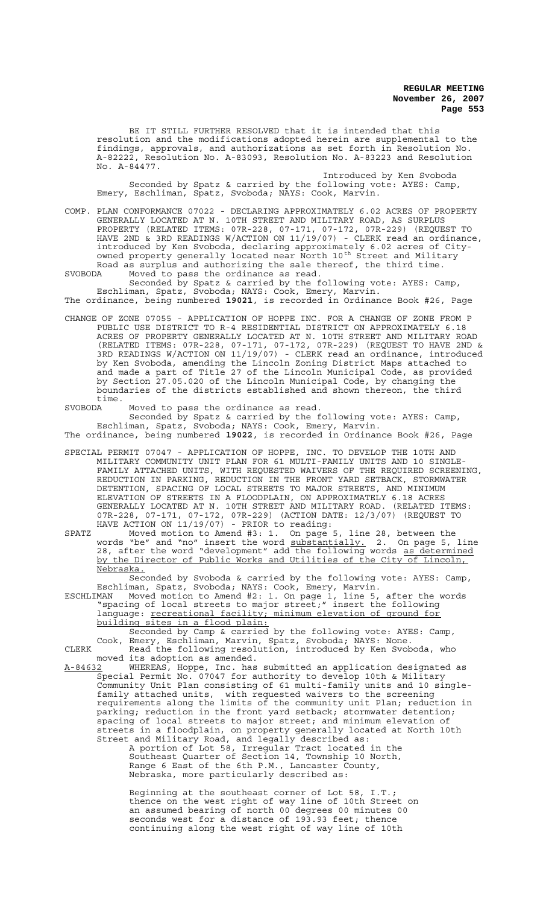BE IT STILL FURTHER RESOLVED that it is intended that this resolution and the modifications adopted herein are supplemental to the findings, approvals, and authorizations as set forth in Resolution No. A-82222, Resolution No. A-83093, Resolution No. A-83223 and Resolution No. A-84477.

Introduced by Ken Svoboda

Seconded by Spatz & carried by the following vote: AYES: Camp, Emery, Eschliman, Spatz, Svoboda; NAYS: Cook, Marvin.

COMP. PLAN CONFORMANCE 07022 - DECLARING APPROXIMATELY 6.02 ACRES OF PROPERTY GENERALLY LOCATED AT N. 10TH STREET AND MILITARY ROAD, AS SURPLUS PROPERTY (RELATED ITEMS: 07R-228, 07-171, 07-172, 07R-229) (REQUEST TO HAVE 2ND & 3RD READINGS W/ACTION ON 11/19/07) - CLERK read an ordinance, introduced by Ken Svoboda, declaring approximately 6.02 acres of City-owned property generally located near North 10th Street and Military Road as surplus and authorizing the sale thereof, the third time.

SVOBODA Moved to pass the ordinance as read.

Seconded by Spatz & carried by the following vote: AYES: Camp, Eschliman, Spatz, Svoboda; NAYS: Cook, Emery, Marvin.

The ordinance, being numbered **19021**, is recorded in Ordinance Book #26, Page

CHANGE OF ZONE 07055 - APPLICATION OF HOPPE INC. FOR A CHANGE OF ZONE FROM P PUBLIC USE DISTRICT TO R-4 RESIDENTIAL DISTRICT ON APPROXIMATELY 6.18 ACRES OF PROPERTY GENERALLY LOCATED AT N. 10TH STREET AND MILITARY ROAD (RELATED ITEMS: 07R-228, 07-171, 07-172, 07R-229) (REQUEST TO HAVE 2ND & 3RD READINGS W/ACTION ON 11/19/07) - CLERK read an ordinance, introduced by Ken Svoboda, amending the Lincoln Zoning District Maps attached to and made a part of Title 27 of the Lincoln Municipal Code, as provided by Section 27.05.020 of the Lincoln Municipal Code, by changing the boundaries of the districts established and shown thereon, the third time.

SVOBODA Moved to pass the ordinance as read.

Seconded by Spatz & carried by the following vote: AYES: Camp, Eschliman, Spatz, Svoboda; NAYS: Cook, Emery, Marvin.

The ordinance, being numbered **19022**, is recorded in Ordinance Book #26, Page

SPECIAL PERMIT 07047 - APPLICATION OF HOPPE, INC. TO DEVELOP THE 10TH AND MILITARY COMMUNITY UNIT PLAN FOR 61 MULTI-FAMILY UNITS AND 10 SINGLE-FAMILY ATTACHED UNITS, WITH REQUESTED WAIVERS OF THE REQUIRED SCREENING, REDUCTION IN PARKING, REDUCTION IN THE FRONT YARD SETBACK, STORMWATER DETENTION, SPACING OF LOCAL STREETS TO MAJOR STREETS, AND MINIMUM ELEVATION OF STREETS IN A FLOODPLAIN, ON APPROXIMATELY 6.18 ACRES GENERALLY LOCATED AT N. 10TH STREET AND MILITARY ROAD. (RELATED ITEMS: 07R-228, 07-171, 07-172, 07R-229) (ACTION DATE: 12/3/07) (REQUEST TO HAVE ACTION ON 11/19/07) - PRIOR to reading:

SPATZ Moved motion to Amend #3: 1. On page 5, line 28, between the words "be" and "no" insert the word substantially. 2. On page 5, line 28, after the word "development" add the following words as determined by the Director of Public Works and Utilities of the City of Lincoln, Nebraska.

Seconded by Svoboda & carried by the following vote: AYES: Camp, Eschliman, Spatz, Svoboda; NAYS: Cook, Emery, Marvin.

ESCHLIMAN Moved motion to Amend #2: 1. On page 1, line 5, after the words "spacing of local streets to major street;" insert the following language: recreational facility; minimum elevation of ground for building sites in a flood plain;

Seconded by Camp & carried by the following vote: AYES: Camp, Cook, Emery, Eschliman, Marvin, Spatz, Svoboda; NAYS: None.

CLERK Read the following resolution, introduced by Ken Svoboda, who moved its adoption as amended.

A-84632 WHEREAS, Hoppe, Inc. has submitted an application designated as Special Permit No. 07047 for authority to develop 10th & Military Community Unit Plan consisting of 61 multi-family units and 10 single-family attached units, with requested waivers to the screening requirements along the limits of the community unit Plan; reduction in parking; reduction in the front yard setback; stormwater detention; spacing of local streets to major street; and minimum elevation of streets in a floodplain, on property generally located at North 10th Street and Military Road, and legally described as:

A portion of Lot 58, Irregular Tract located in the Southeast Quarter of Section 14, Township 10 North, Range 6 East of the 6th P.M., Lancaster County, Nebraska, more particularly described as:

Beginning at the southeast corner of Lot 58, I.T.; thence on the west right of way line of 10th Street on an assumed bearing of north 00 degrees 00 minutes 00 seconds west for a distance of 193.93 feet; thence continuing along the west right of way line of 10th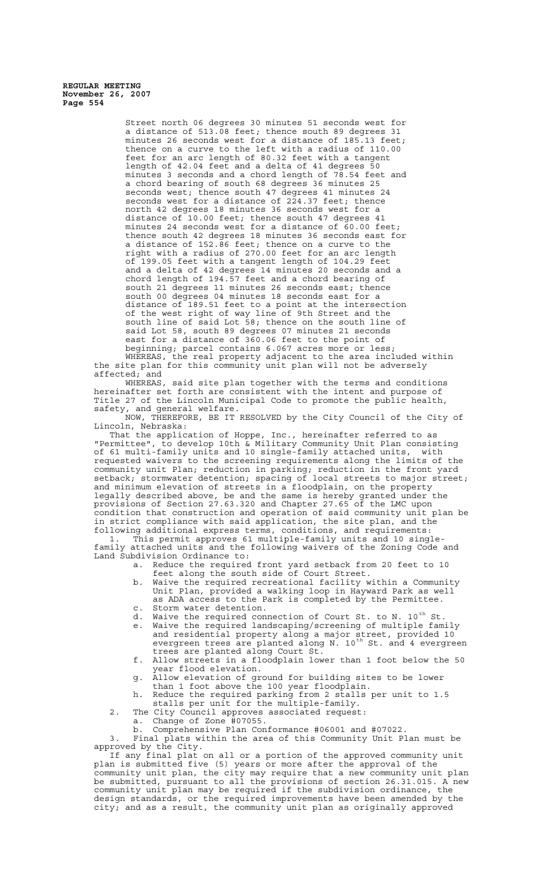Street north 06 degrees 30 minutes 51 seconds west for a distance of 513.08 feet; thence south 89 degrees 31 minutes 26 seconds west for a distance of 185.13 feet; thence on a curve to the left with a radius of 110.00 feet for an arc length of 80.32 feet with a tangent length of 42.04 feet and a delta of 41 degrees 50 minutes 3 seconds and a chord length of 78.54 feet and a chord bearing of south 68 degrees 36 minutes 25 seconds west; thence south 47 degrees 41 minutes 24 seconds west for a distance of 224.37 feet; thence north 42 degrees 18 minutes 36 seconds west for a distance of 10.00 feet; thence south 47 degrees 41 minutes 24 seconds west for a distance of 60.00 feet; thence south 42 degrees 18 minutes 36 seconds east for a distance of 152.86 feet; thence on a curve to the right with a radius of 270.00 feet for an arc length of 199.05 feet with a tangent length of 104.29 feet and a delta of 42 degrees 14 minutes 20 seconds and a chord length of 194.57 feet and a chord bearing of south 21 degrees 11 minutes 26 seconds east; thence south 00 degrees 04 minutes 18 seconds east for a distance of 189.51 feet to a point at the intersection of the west right of way line of 9th Street and the south line of said Lot 58; thence on the south line of said Lot 58, south 89 degrees 07 minutes 21 seconds east for a distance of 360.06 feet to the point of beginning; parcel contains 6.067 acres more or less;

WHEREAS, the real property adjacent to the area included within the site plan for this community unit plan will not be adversely affected; and

WHEREAS, said site plan together with the terms and conditions hereinafter set forth are consistent with the intent and purpose of Title 27 of the Lincoln Municipal Code to promote the public health, safety, and general welfare.

NOW, THEREFORE, BE IT RESOLVED by the City Council of the City of Lincoln, Nebraska:

That the application of Hoppe, Inc., hereinafter referred to as "Permittee", to develop 10th & Military Community Unit Plan consisting of 61 multi-family units and 10 single-family attached units, with requested waivers to the screening requirements along the limits of the community unit Plan; reduction in parking; reduction in the front yard setback; stormwater detention; spacing of local streets to major street; and minimum elevation of streets in a floodplain, on the property legally described above, be and the same is hereby granted under the provisions of Section 27.63.320 and Chapter 27.65 of the LMC upon condition that construction and operation of said community unit plan be in strict compliance with said application, the site plan, and the following additional express terms, conditions, and requirements:

1. This permit approves 61 multiple-family units and 10 single-family attached units and the following waivers of the Zoning Code and Land Subdivision Ordinance to:
   a. Reduce the required front yard setback from 20 feet to 10 feet along the south side of Court Street.
   b. Waive the required recreational facility within a Community Unit Plan, provided a walking loop in Hayward Park as well as ADA access to the Park is completed by the Permittee.
   c. Storm water detention.
   d. Waive the required connection of Court St. to N. 10th St.
   e. Waive the required landscaping/screening of multiple family and residential property along a major street, provided 10 evergreen trees are planted along N. 10th St. and 4 evergreen trees are planted along Court St.
   f. Allow streets in a floodplain lower than 1 foot below the 50 year flood elevation.
   g. Allow elevation of ground for building sites to be lower than 1 foot above the 100 year floodplain.
   h. Reduce the required parking from 2 stalls per unit to 1.5 stalls per unit for the multiple-family.
2. The City Council approves associated request:
   a. Change of Zone #07055.
   b. Comprehensive Plan Conformance #06001 and #07022.
3. Final plats within the area of this Community Unit Plan must be approved by the City.

If any final plat on all or a portion of the approved community unit plan is submitted five (5) years or more after the approval of the community unit plan, the city may require that a new community unit plan be submitted, pursuant to all the provisions of section 26.31.015. A new community unit plan may be required if the subdivision ordinance, the design standards, or the required improvements have been amended by the city; and as a result, the community unit plan as originally approved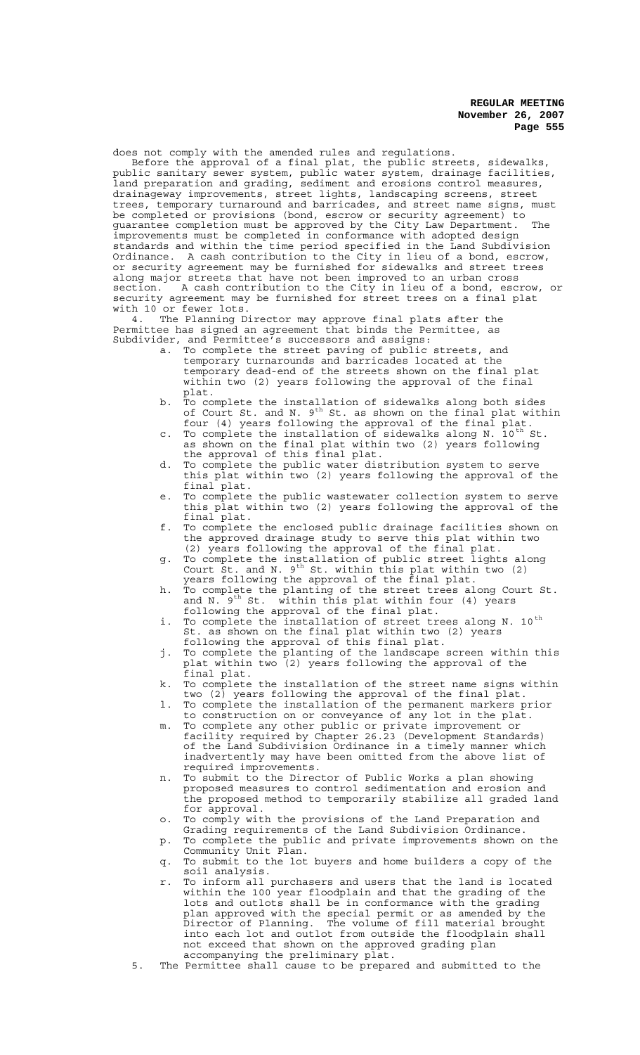does not comply with the amended rules and regulations.

Before the approval of a final plat, the public streets, sidewalks, public sanitary sewer system, public water system, drainage facilities, land preparation and grading, sediment and erosions control measures, drainageway improvements, street lights, landscaping screens, street trees, temporary turnaround and barricades, and street name signs, must be completed or provisions (bond, escrow or security agreement) to guarantee completion must be approved by the City Law Department. The improvements must be completed in conformance with adopted design standards and within the time period specified in the Land Subdivision Ordinance. A cash contribution to the City in lieu of a bond, escrow, or security agreement may be furnished for sidewalks and street trees along major streets that have not been improved to an urban cross section. A cash contribution to the City in lieu of a bond, escrow, or security agreement may be furnished for street trees on a final plat with 10 or fewer lots.

4. The Planning Director may approve final plats after the Permittee has signed an agreement that binds the Permittee, as Subdivider, and Permittee's successors and assigns:

   a. To complete the street paving of public streets, and temporary turnarounds and barricades located at the temporary dead-end of the streets shown on the final plat within two (2) years following the approval of the final plat.
   b. To complete the installation of sidewalks along both sides of Court St. and N. 9th St. as shown on the final plat within four (4) years following the approval of the final plat.
   c. To complete the installation of sidewalks along N. 10th St. as shown on the final plat within two (2) years following the approval of this final plat.
   d. To complete the public water distribution system to serve this plat within two (2) years following the approval of the final plat.
   e. To complete the public wastewater collection system to serve this plat within two (2) years following the approval of the final plat.
   f. To complete the enclosed public drainage facilities shown on the approved drainage study to serve this plat within two (2) years following the approval of the final plat.
   g. To complete the installation of public street lights along Court St. and N. 9th St. within this plat within two (2) years following the approval of the final plat.
   h. To complete the planting of the street trees along Court St. and N. 9th St. within this plat within four (4) years following the approval of the final plat.
   i. To complete the installation of street trees along N. 10th St. as shown on the final plat within two (2) years following the approval of this final plat.
   j. To complete the planting of the landscape screen within this plat within two (2) years following the approval of the final plat.
   k. To complete the installation of the street name signs within two (2) years following the approval of the final plat.
   l. To complete the installation of the permanent markers prior to construction on or conveyance of any lot in the plat.
   m. To complete any other public or private improvement or facility required by Chapter 26.23 (Development Standards) of the Land Subdivision Ordinance in a timely manner which inadvertently may have been omitted from the above list of required improvements.
   n. To submit to the Director of Public Works a plan showing proposed measures to control sedimentation and erosion and the proposed method to temporarily stabilize all graded land for approval.
   o. To comply with the provisions of the Land Preparation and Grading requirements of the Land Subdivision Ordinance.
   p. To complete the public and private improvements shown on the Community Unit Plan.
   q. To submit to the lot buyers and home builders a copy of the soil analysis.
   r. To inform all purchasers and users that the land is located within the 100 year floodplain and that the grading of the lots and outlots shall be in conformance with the grading plan approved with the special permit or as amended by the Director of Planning. The volume of fill material brought into each lot and outlot from outside the floodplain shall not exceed that shown on the approved grading plan accompanying the preliminary plat.

5. The Permittee shall cause to be prepared and submitted to the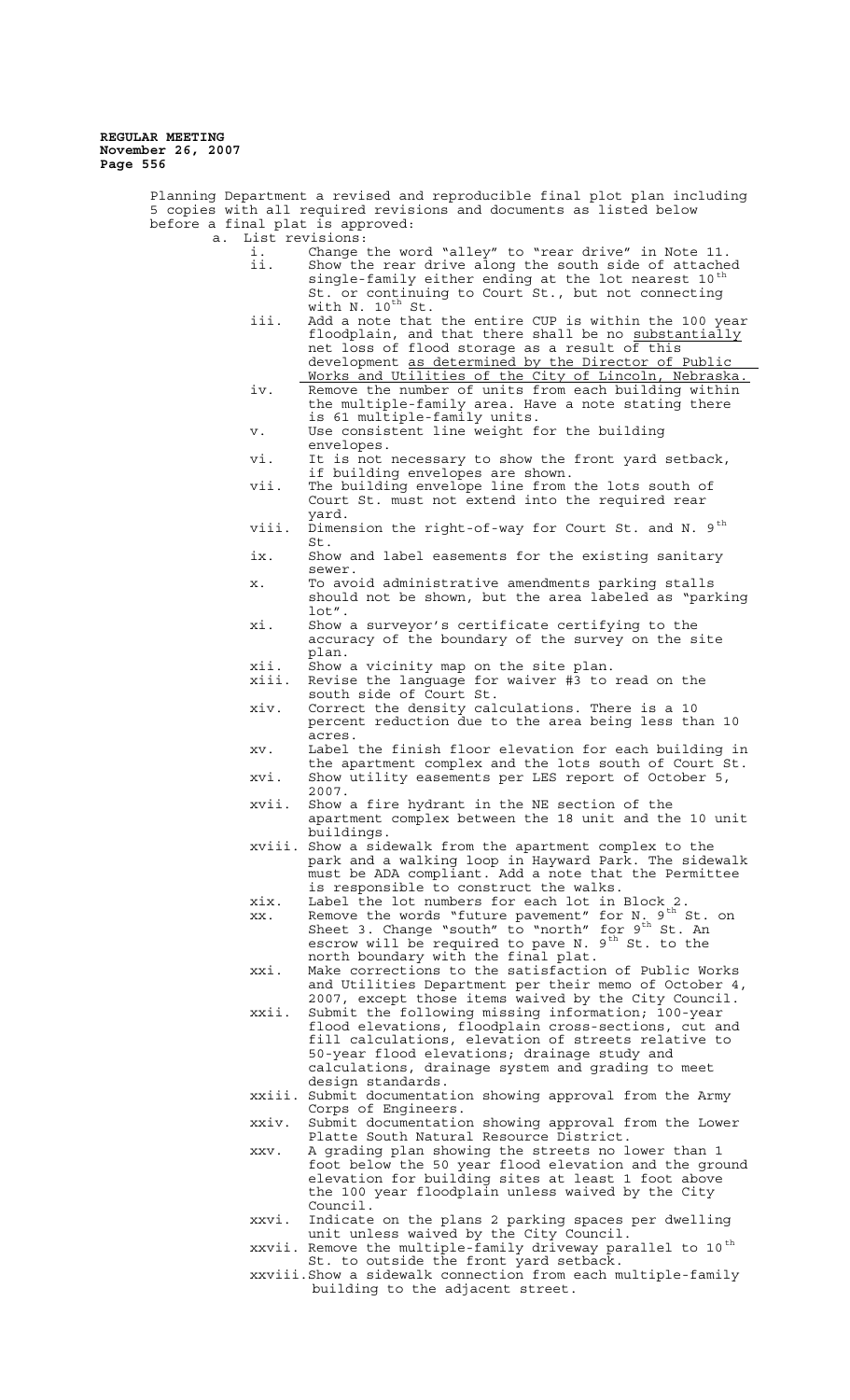Planning Department a revised and reproducible final plot plan including 5 copies with all required revisions and documents as listed below before a final plat is approved:

a. List revisions:

i. Change the word "alley" to "rear drive" in Note 11.

ii. Show the rear drive along the south side of attached single-family either ending at the lot nearest 10th St. or continuing to Court St., but not connecting with N. 10th St.

iii. Add a note that the entire CUP is within the 100 year floodplain, and that there shall be no <u>substantially</u> net loss of flood storage as a result of this development <u>as determined by the Director of Public Works and Utilities of the City of Lincoln, Nebraska.</u>

iv. Remove the number of units from each building within the multiple-family area. Have a note stating there is 61 multiple-family units.

v. Use consistent line weight for the building envelopes.

vi. It is not necessary to show the front yard setback, if building envelopes are shown.

vii. The building envelope line from the lots south of Court St. must not extend into the required rear yard.

viii. Dimension the right-of-way for Court St. and N. 9th St.

ix. Show and label easements for the existing sanitary sewer.

x. To avoid administrative amendments parking stalls should not be shown, but the area labeled as "parking lot".

xi. Show a surveyor's certificate certifying to the accuracy of the boundary of the survey on the site plan.

xii. Show a vicinity map on the site plan.

xiii. Revise the language for waiver #3 to read on the south side of Court St.

xiv. Correct the density calculations. There is a 10 percent reduction due to the area being less than 10 acres.

xv. Label the finish floor elevation for each building in the apartment complex and the lots south of Court St.

xvi. Show utility easements per LES report of October 5, 2007.

xvii. Show a fire hydrant in the NE section of the apartment complex between the 18 unit and the 10 unit buildings.

xviii. Show a sidewalk from the apartment complex to the park and a walking loop in Hayward Park. The sidewalk must be ADA compliant. Add a note that the Permittee is responsible to construct the walks.

xix. Label the lot numbers for each lot in Block 2.

xx. Remove the words "future pavement" for N. 9th St. on Sheet 3. Change "south" to "north" for 9th St. An escrow will be required to pave N. 9th St. to the north boundary with the final plat.

xxi. Make corrections to the satisfaction of Public Works and Utilities Department per their memo of October 4, 2007, except those items waived by the City Council.

xxii. Submit the following missing information; 100-year flood elevations, floodplain cross-sections, cut and fill calculations, elevation of streets relative to 50-year flood elevations; drainage study and calculations, drainage system and grading to meet design standards.

xxiii. Submit documentation showing approval from the Army Corps of Engineers.

xxiv. Submit documentation showing approval from the Lower Platte South Natural Resource District.

xxv. A grading plan showing the streets no lower than 1 foot below the 50 year flood elevation and the ground elevation for building sites at least 1 foot above the 100 year floodplain unless waived by the City Council.

xxvi. Indicate on the plans 2 parking spaces per dwelling unit unless waived by the City Council.

xxvii. Remove the multiple-family driveway parallel to 10th St. to outside the front yard setback.

xxviii. Show a sidewalk connection from each multiple-family building to the adjacent street.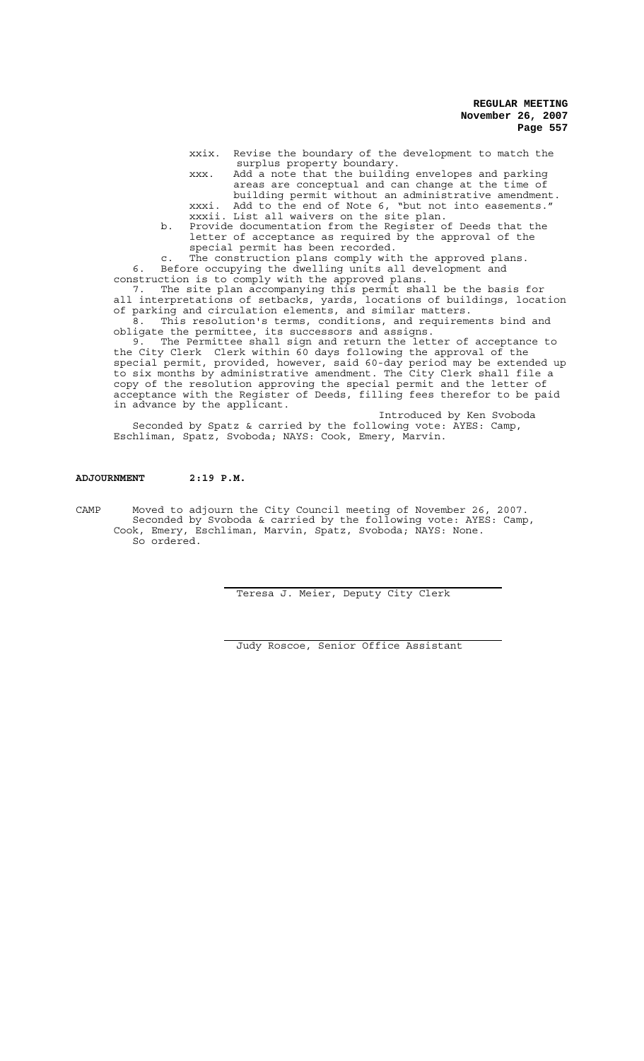xxix. Revise the boundary of the development to match the surplus property boundary.

xxx. Add a note that the building envelopes and parking areas are conceptual and can change at the time of building permit without an administrative amendment.

xxxi. Add to the end of Note 6, "but not into easements."

xxxii. List all waivers on the site plan.

b. Provide documentation from the Register of Deeds that the letter of acceptance as required by the approval of the special permit has been recorded.

c. The construction plans comply with the approved plans.

6. Before occupying the dwelling units all development and construction is to comply with the approved plans.

7. The site plan accompanying this permit shall be the basis for all interpretations of setbacks, yards, locations of buildings, location of parking and circulation elements, and similar matters.

8. This resolution's terms, conditions, and requirements bind and obligate the permittee, its successors and assigns.

9. The Permittee shall sign and return the letter of acceptance to the City Clerk Clerk within 60 days following the approval of the special permit, provided, however, said 60-day period may be extended up to six months by administrative amendment. The City Clerk shall file a copy of the resolution approving the special permit and the letter of acceptance with the Register of Deeds, filling fees therefor to be paid in advance by the applicant.

Introduced by Ken Svoboda

Seconded by Spatz & carried by the following vote: AYES: Camp, Eschliman, Spatz, Svoboda; NAYS: Cook, Emery, Marvin.

**ADJOURNMENT 2:19 P.M.**

CAMP Moved to adjourn the City Council meeting of November 26, 2007. Seconded by Svoboda & carried by the following vote: AYES: Camp, Cook, Emery, Eschliman, Marvin, Spatz, Svoboda; NAYS: None. So ordered.

Teresa J. Meier, Deputy City Clerk

Judy Roscoe, Senior Office Assistant